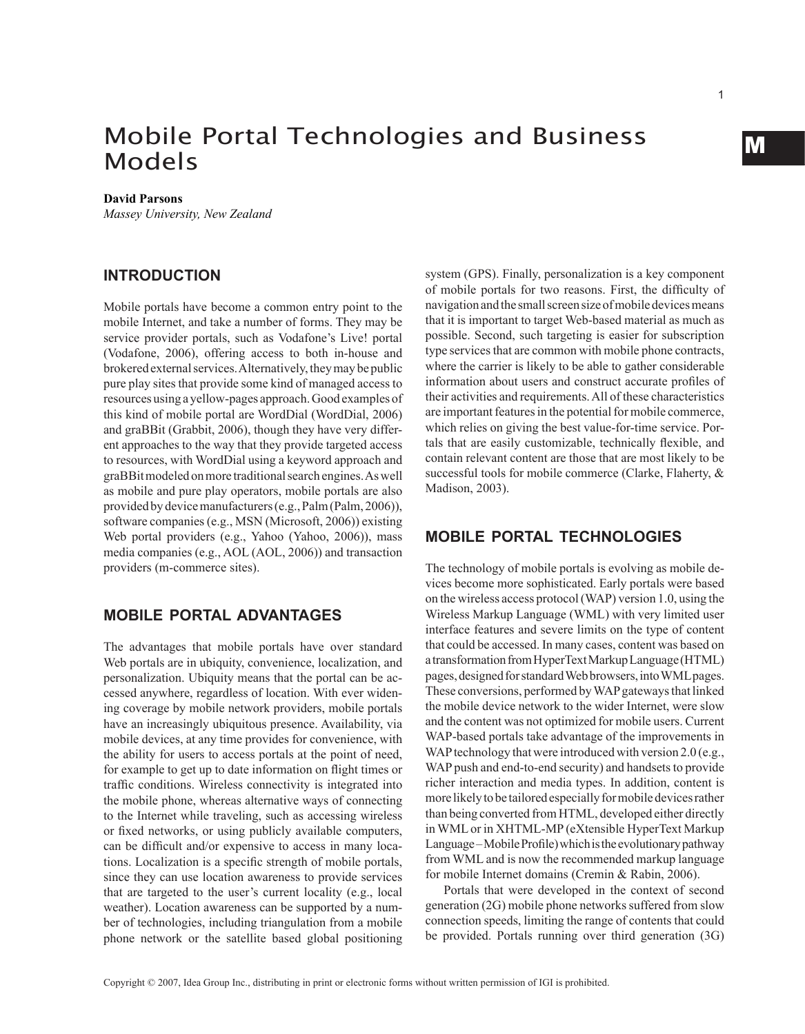# Mobile Portal Technologies and Business Models

**David Parsons**
*Massey University, New Zealand*

## INTRODUCTION

Mobile portals have become a common entry point to the mobile Internet, and take a number of forms. They may be service provider portals, such as Vodafone's Live! portal (Vodafone, 2006), offering access to both in-house and brokered external services. Alternatively, they may be public pure play sites that provide some kind of managed access to resources using a yellow-pages approach. Good examples of this kind of mobile portal are WordDial (WordDial, 2006) and graBBit (Grabbit, 2006), though they have very different approaches to the way that they provide targeted access to resources, with WordDial using a keyword approach and graBBit modeled on more traditional search engines. As well as mobile and pure play operators, mobile portals are also provided by device manufacturers (e.g., Palm (Palm, 2006)), software companies (e.g., MSN (Microsoft, 2006)) existing Web portal providers (e.g., Yahoo (Yahoo, 2006)), mass media companies (e.g., AOL (AOL, 2006)) and transaction providers (m-commerce sites).

## MOBILE PORTAL ADVANTAGES

The advantages that mobile portals have over standard Web portals are in ubiquity, convenience, localization, and personalization. Ubiquity means that the portal can be accessed anywhere, regardless of location. With ever widening coverage by mobile network providers, mobile portals have an increasingly ubiquitous presence. Availability, via mobile devices, at any time provides for convenience, with the ability for users to access portals at the point of need, for example to get up to date information on flight times or traffic conditions. Wireless connectivity is integrated into the mobile phone, whereas alternative ways of connecting to the Internet while traveling, such as accessing wireless or fixed networks, or using publicly available computers, can be difficult and/or expensive to access in many locations. Localization is a specific strength of mobile portals, since they can use location awareness to provide services that are targeted to the user's current locality (e.g., local weather). Location awareness can be supported by a number of technologies, including triangulation from a mobile phone network or the satellite based global positioning system (GPS). Finally, personalization is a key component of mobile portals for two reasons. First, the difficulty of navigation and the small screen size of mobile devices means that it is important to target Web-based material as much as possible. Second, such targeting is easier for subscription type services that are common with mobile phone contracts, where the carrier is likely to be able to gather considerable information about users and construct accurate profiles of their activities and requirements. All of these characteristics are important features in the potential for mobile commerce, which relies on giving the best value-for-time service. Portals that are easily customizable, technically flexible, and contain relevant content are those that are most likely to be successful tools for mobile commerce (Clarke, Flaherty, & Madison, 2003).

## MOBILE PORTAL TECHNOLOGIES

The technology of mobile portals is evolving as mobile devices become more sophisticated. Early portals were based on the wireless access protocol (WAP) version 1.0, using the Wireless Markup Language (WML) with very limited user interface features and severe limits on the type of content that could be accessed. In many cases, content was based on a transformation from HyperText Markup Language (HTML) pages, designed for standard Web browsers, into WML pages. These conversions, performed by WAP gateways that linked the mobile device network to the wider Internet, were slow and the content was not optimized for mobile users. Current WAP-based portals take advantage of the improvements in WAP technology that were introduced with version 2.0 (e.g., WAP push and end-to-end security) and handsets to provide richer interaction and media types. In addition, content is more likely to be tailored especially for mobile devices rather than being converted from HTML, developed either directly in WML or in XHTML-MP (eXtensible HyperText Markup Language – Mobile Profile) which is the evolutionary pathway from WML and is now the recommended markup language for mobile Internet domains (Cremin & Rabin, 2006).

Portals that were developed in the context of second generation (2G) mobile phone networks suffered from slow connection speeds, limiting the range of contents that could be provided. Portals running over third generation (3G)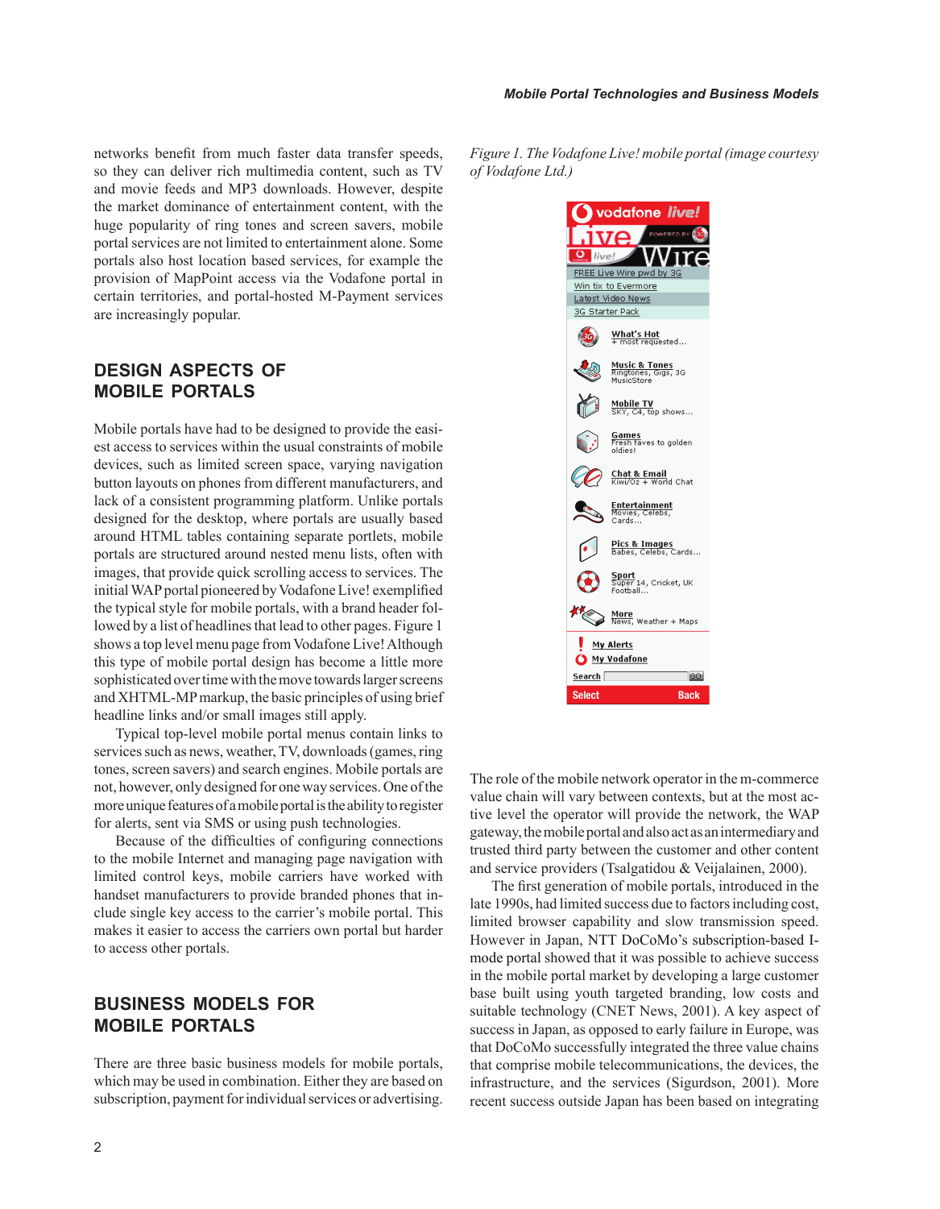networks benefit from much faster data transfer speeds, so they can deliver rich multimedia content, such as TV and movie feeds and MP3 downloads. However, despite the market dominance of entertainment content, with the huge popularity of ring tones and screen savers, mobile portal services are not limited to entertainment alone. Some portals also host location based services, for example the provision of MapPoint access via the Vodafone portal in certain territories, and portal-hosted M-Payment services are increasingly popular.

## DESIGN ASPECTS OF MOBILE PORTALS

Mobile portals have had to be designed to provide the easiest access to services within the usual constraints of mobile devices, such as limited screen space, varying navigation button layouts on phones from different manufacturers, and lack of a consistent programming platform. Unlike portals designed for the desktop, where portals are usually based around HTML tables containing separate portlets, mobile portals are structured around nested menu lists, often with images, that provide quick scrolling access to services. The initial WAP portal pioneered by Vodafone Live! exemplified the typical style for mobile portals, with a brand header followed by a list of headlines that lead to other pages. Figure 1 shows a top level menu page from Vodafone Live! Although this type of mobile portal design has become a little more sophisticated over time with the move towards larger screens and XHTML-MP markup, the basic principles of using brief headline links and/or small images still apply.

Typical top-level mobile portal menus contain links to services such as news, weather, TV, downloads (games, ring tones, screen savers) and search engines. Mobile portals are not, however, only designed for one way services. One of the more unique features of a mobile portal is the ability to register for alerts, sent via SMS or using push technologies.

Because of the difficulties of configuring connections to the mobile Internet and managing page navigation with limited control keys, mobile carriers have worked with handset manufacturers to provide branded phones that include single key access to the carrier's mobile portal. This makes it easier to access the carriers own portal but harder to access other portals.

## BUSINESS MODELS FOR MOBILE PORTALS

There are three basic business models for mobile portals, which may be used in combination. Either they are based on subscription, payment for individual services or advertising.

*Figure 1. The Vodafone Live! mobile portal (image courtesy of Vodafone Ltd.)*

The role of the mobile network operator in the m-commerce value chain will vary between contexts, but at the most active level the operator will provide the network, the WAP gateway, the mobile portal and also act as an intermediary and trusted third party between the customer and other content and service providers (Tsalgatidou & Veijalainen, 2000).

The first generation of mobile portals, introduced in the late 1990s, had limited success due to factors including cost, limited browser capability and slow transmission speed. However in Japan, NTT DoCoMo's subscription-based I-mode portal showed that it was possible to achieve success in the mobile portal market by developing a large customer base built using youth targeted branding, low costs and suitable technology (CNET News, 2001). A key aspect of success in Japan, as opposed to early failure in Europe, was that DoCoMo successfully integrated the three value chains that comprise mobile telecommunications, the devices, the infrastructure, and the services (Sigurdson, 2001). More recent success outside Japan has been based on integrating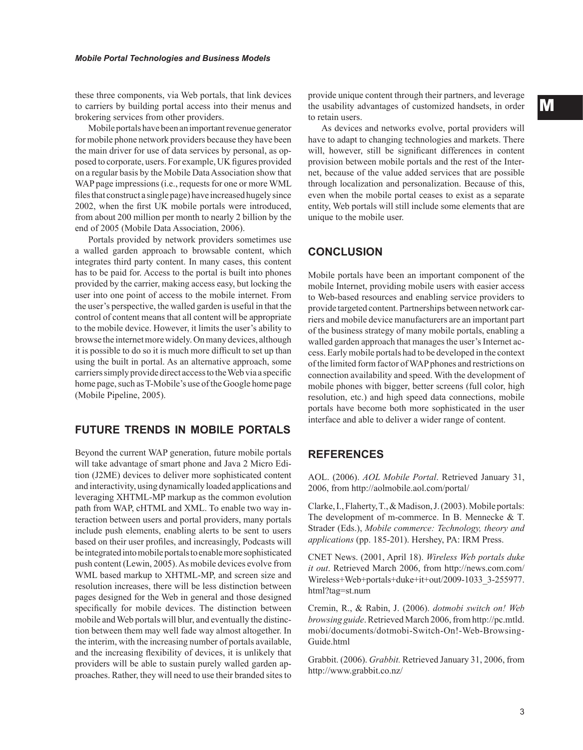these three components, via Web portals, that link devices to carriers by building portal access into their menus and brokering services from other providers.

Mobile portals have been an important revenue generator for mobile phone network providers because they have been the main driver for use of data services by personal, as opposed to corporate, users. For example, UK figures provided on a regular basis by the Mobile Data Association show that WAP page impressions (i.e., requests for one or more WML files that construct a single page) have increased hugely since 2002, when the first UK mobile portals were introduced, from about 200 million per month to nearly 2 billion by the end of 2005 (Mobile Data Association, 2006).

Portals provided by network providers sometimes use a walled garden approach to browsable content, which integrates third party content. In many cases, this content has to be paid for. Access to the portal is built into phones provided by the carrier, making access easy, but locking the user into one point of access to the mobile internet. From the user's perspective, the walled garden is useful in that the control of content means that all content will be appropriate to the mobile device. However, it limits the user's ability to browse the internet more widely. On many devices, although it is possible to do so it is much more difficult to set up than using the built in portal. As an alternative approach, some carriers simply provide direct access to the Web via a specific home page, such as T-Mobile's use of the Google home page (Mobile Pipeline, 2005).

## FUTURE TRENDS IN MOBILE PORTALS

Beyond the current WAP generation, future mobile portals will take advantage of smart phone and Java 2 Micro Edition (J2ME) devices to deliver more sophisticated content and interactivity, using dynamically loaded applications and leveraging XHTML-MP markup as the common evolution path from WAP, cHTML and XML. To enable two way interaction between users and portal providers, many portals include push elements, enabling alerts to be sent to users based on their user profiles, and increasingly, Podcasts will be integrated into mobile portals to enable more sophisticated push content (Lewin, 2005). As mobile devices evolve from WML based markup to XHTML-MP, and screen size and resolution increases, there will be less distinction between pages designed for the Web in general and those designed specifically for mobile devices. The distinction between mobile and Web portals will blur, and eventually the distinction between them may well fade way almost altogether. In the interim, with the increasing number of portals available, and the increasing flexibility of devices, it is unlikely that providers will be able to sustain purely walled garden approaches. Rather, they will need to use their branded sites to provide unique content through their partners, and leverage the usability advantages of customized handsets, in order to retain users.

As devices and networks evolve, portal providers will have to adapt to changing technologies and markets. There will, however, still be significant differences in content provision between mobile portals and the rest of the Internet, because of the value added services that are possible through localization and personalization. Because of this, even when the mobile portal ceases to exist as a separate entity, Web portals will still include some elements that are unique to the mobile user.

## CONCLUSION

Mobile portals have been an important component of the mobile Internet, providing mobile users with easier access to Web-based resources and enabling service providers to provide targeted content. Partnerships between network carriers and mobile device manufacturers are an important part of the business strategy of many mobile portals, enabling a walled garden approach that manages the user's Internet access. Early mobile portals had to be developed in the context of the limited form factor of WAP phones and restrictions on connection availability and speed. With the development of mobile phones with bigger, better screens (full color, high resolution, etc.) and high speed data connections, mobile portals have become both more sophisticated in the user interface and able to deliver a wider range of content.

## REFERENCES

AOL. (2006). *AOL Mobile Portal*. Retrieved January 31, 2006, from http://aolmobile.aol.com/portal/

Clarke, I., Flaherty, T., & Madison, J. (2003). Mobile portals: The development of m-commerce. In B. Mennecke & T. Strader (Eds.), *Mobile commerce: Technology, theory and applications* (pp. 185-201). Hershey, PA: IRM Press.

CNET News. (2001, April 18). *Wireless Web portals duke it out*. Retrieved March 2006, from http://news.com.com/Wireless+Web+portals+duke+it+out/2009-1033_3-255977.html?tag=st.num

Cremin, R., & Rabin, J. (2006). *dotmobi switch on! Web browsing guide*. Retrieved March 2006, from http://pc.mtld.mobi/documents/dotmobi-Switch-On!-Web-Browsing-Guide.html

Grabbit. (2006). *Grabbit.* Retrieved January 31, 2006, from http://www.grabbit.co.nz/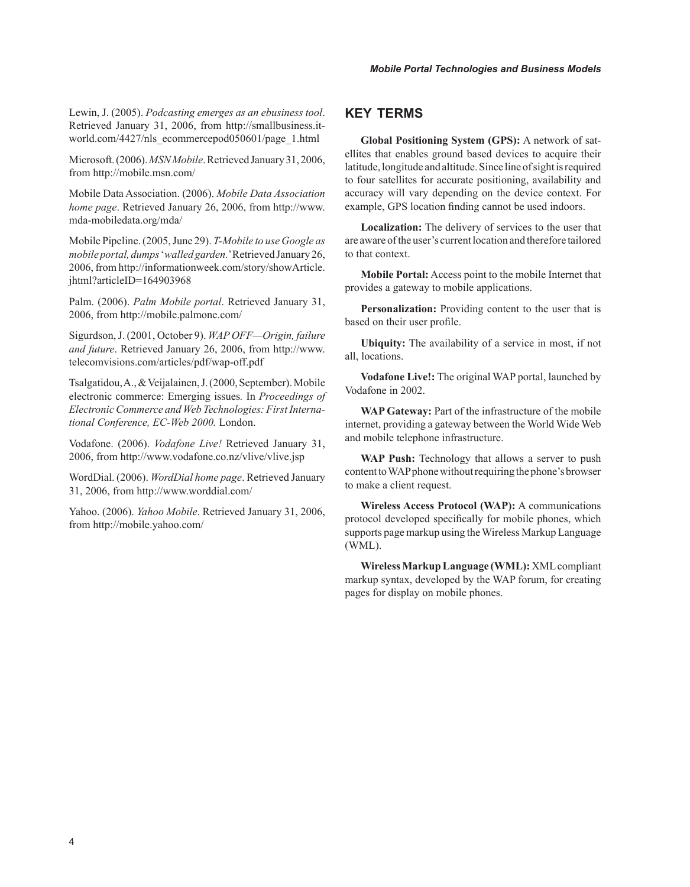Lewin, J. (2005). *Podcasting emerges as an ebusiness tool*. Retrieved January 31, 2006, from http://smallbusiness.itworld.com/4427/nls_ecommercepod050601/page_1.html

Microsoft. (2006). *MSN Mobile*. Retrieved January 31, 2006, from http://mobile.msn.com/

Mobile Data Association. (2006). *Mobile Data Association home page*. Retrieved January 26, 2006, from http://www.mda-mobiledata.org/mda/

Mobile Pipeline. (2005, June 29). *T-Mobile to use Google as mobile portal, dumps 'walled garden.'* Retrieved January 26, 2006, from http://informationweek.com/story/showArticle.jhtml?articleID=164903968

Palm. (2006). *Palm Mobile portal*. Retrieved January 31, 2006, from http://mobile.palmone.com/

Sigurdson, J. (2001, October 9). *WAP OFF—Origin, failure and future*. Retrieved January 26, 2006, from http://www.telecomvisions.com/articles/pdf/wap-off.pdf

Tsalgatidou, A., & Veijalainen, J. (2000, September). Mobile electronic commerce: Emerging issues. In *Proceedings of Electronic Commerce and Web Technologies: First International Conference, EC-Web 2000.* London.

Vodafone. (2006). *Vodafone Live!* Retrieved January 31, 2006, from http://www.vodafone.co.nz/vlive/vlive.jsp

WordDial. (2006). *WordDial home page*. Retrieved January 31, 2006, from http://www.worddial.com/

Yahoo. (2006). *Yahoo Mobile*. Retrieved January 31, 2006, from http://mobile.yahoo.com/

## KEY TERMS

**Global Positioning System (GPS):** A network of satellites that enables ground based devices to acquire their latitude, longitude and altitude. Since line of sight is required to four satellites for accurate positioning, availability and accuracy will vary depending on the device context. For example, GPS location finding cannot be used indoors.

**Localization:** The delivery of services to the user that are aware of the user's current location and therefore tailored to that context.

**Mobile Portal:** Access point to the mobile Internet that provides a gateway to mobile applications.

**Personalization:** Providing content to the user that is based on their user profile.

**Ubiquity:** The availability of a service in most, if not all, locations.

**Vodafone Live!:** The original WAP portal, launched by Vodafone in 2002.

**WAP Gateway:** Part of the infrastructure of the mobile internet, providing a gateway between the World Wide Web and mobile telephone infrastructure.

**WAP Push:** Technology that allows a server to push content to WAP phone without requiring the phone's browser to make a client request.

**Wireless Access Protocol (WAP):** A communications protocol developed specifically for mobile phones, which supports page markup using the Wireless Markup Language (WML).

**Wireless Markup Language (WML):** XML compliant markup syntax, developed by the WAP forum, for creating pages for display on mobile phones.